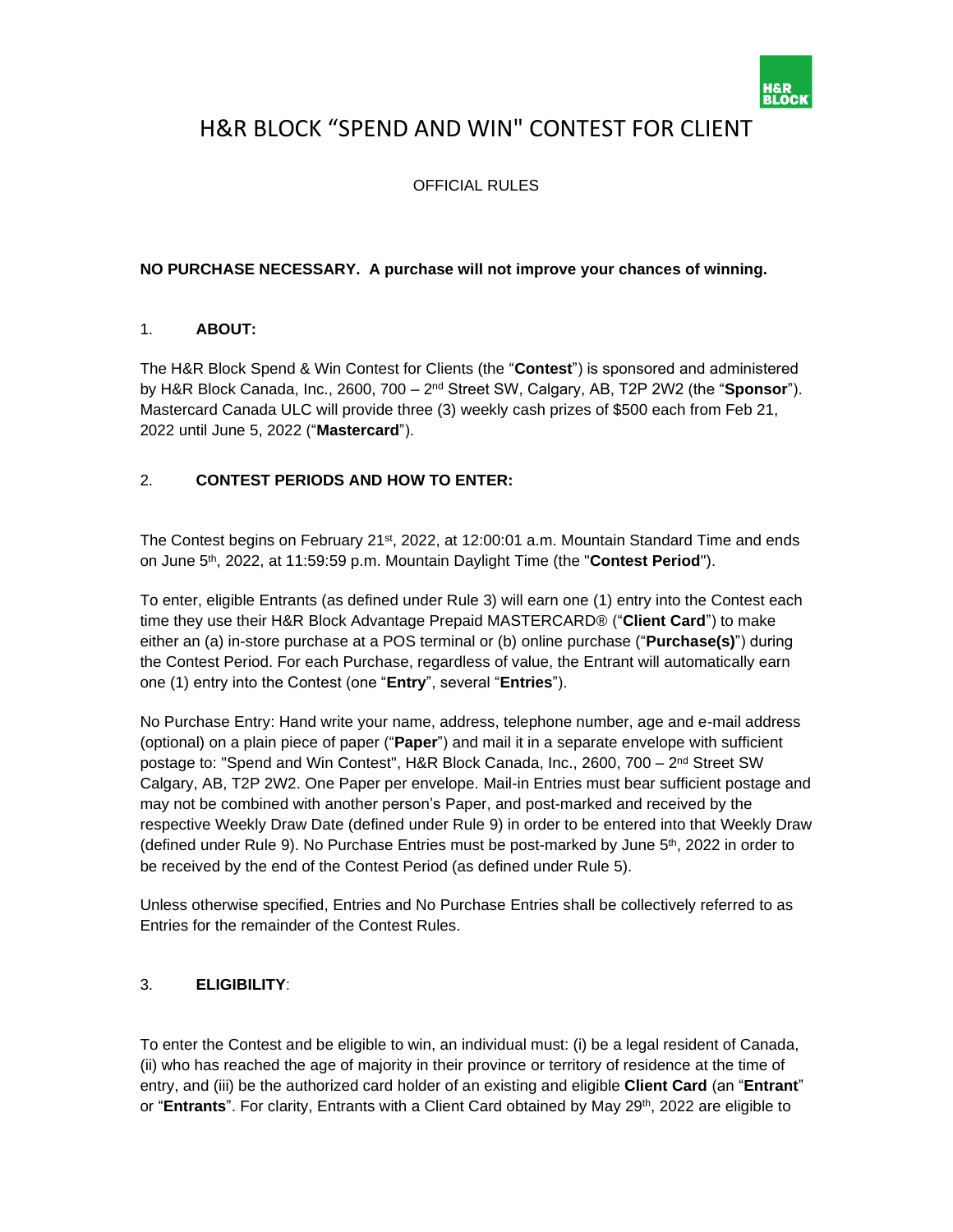# H&R BLOCK "SPEND AND WIN" CONTEST FOR CLIENT

OFFICIAL RULES

**NO PURCHASE NECESSARY. A purchase will not improve your chances of winning.**

1. **ABOUT:**

The H&R Block Spend & Win Contest for Clients (the "**Contest**") is sponsored and administered by H&R Block Canada, Inc., 2600, 700 – 2nd Street SW, Calgary, AB, T2P 2W2 (the "**Sponsor**"). Mastercard Canada ULC will provide three (3) weekly cash prizes of $500 each from Feb 21, 2022 until June 5, 2022 ("**Mastercard**").

2. **CONTEST PERIODS AND HOW TO ENTER:**

The Contest begins on February 21st, 2022, at 12:00:01 a.m. Mountain Standard Time and ends on June 5th, 2022, at 11:59:59 p.m. Mountain Daylight Time (the "**Contest Period**").

To enter, eligible Entrants (as defined under Rule 3) will earn one (1) entry into the Contest each time they use their H&R Block Advantage Prepaid MASTERCARD® ("**Client Card**") to make either an (a) in-store purchase at a POS terminal or (b) online purchase ("**Purchase(s)**") during the Contest Period. For each Purchase, regardless of value, the Entrant will automatically earn one (1) entry into the Contest (one "**Entry**", several "**Entries**").

No Purchase Entry: Hand write your name, address, telephone number, age and e-mail address (optional) on a plain piece of paper ("**Paper**") and mail it in a separate envelope with sufficient postage to: "Spend and Win Contest", H&R Block Canada, Inc., 2600, 700 – 2nd Street SW Calgary, AB, T2P 2W2. One Paper per envelope. Mail-in Entries must bear sufficient postage and may not be combined with another person's Paper, and post-marked and received by the respective Weekly Draw Date (defined under Rule 9) in order to be entered into that Weekly Draw (defined under Rule 9). No Purchase Entries must be post-marked by June 5th, 2022 in order to be received by the end of the Contest Period (as defined under Rule 5).

Unless otherwise specified, Entries and No Purchase Entries shall be collectively referred to as Entries for the remainder of the Contest Rules.

3. **ELIGIBILITY**:

To enter the Contest and be eligible to win, an individual must: (i) be a legal resident of Canada, (ii) who has reached the age of majority in their province or territory of residence at the time of entry, and (iii) be the authorized card holder of an existing and eligible **Client Card** (an "**Entrant**" or "**Entrants**". For clarity, Entrants with a Client Card obtained by May 29th, 2022 are eligible to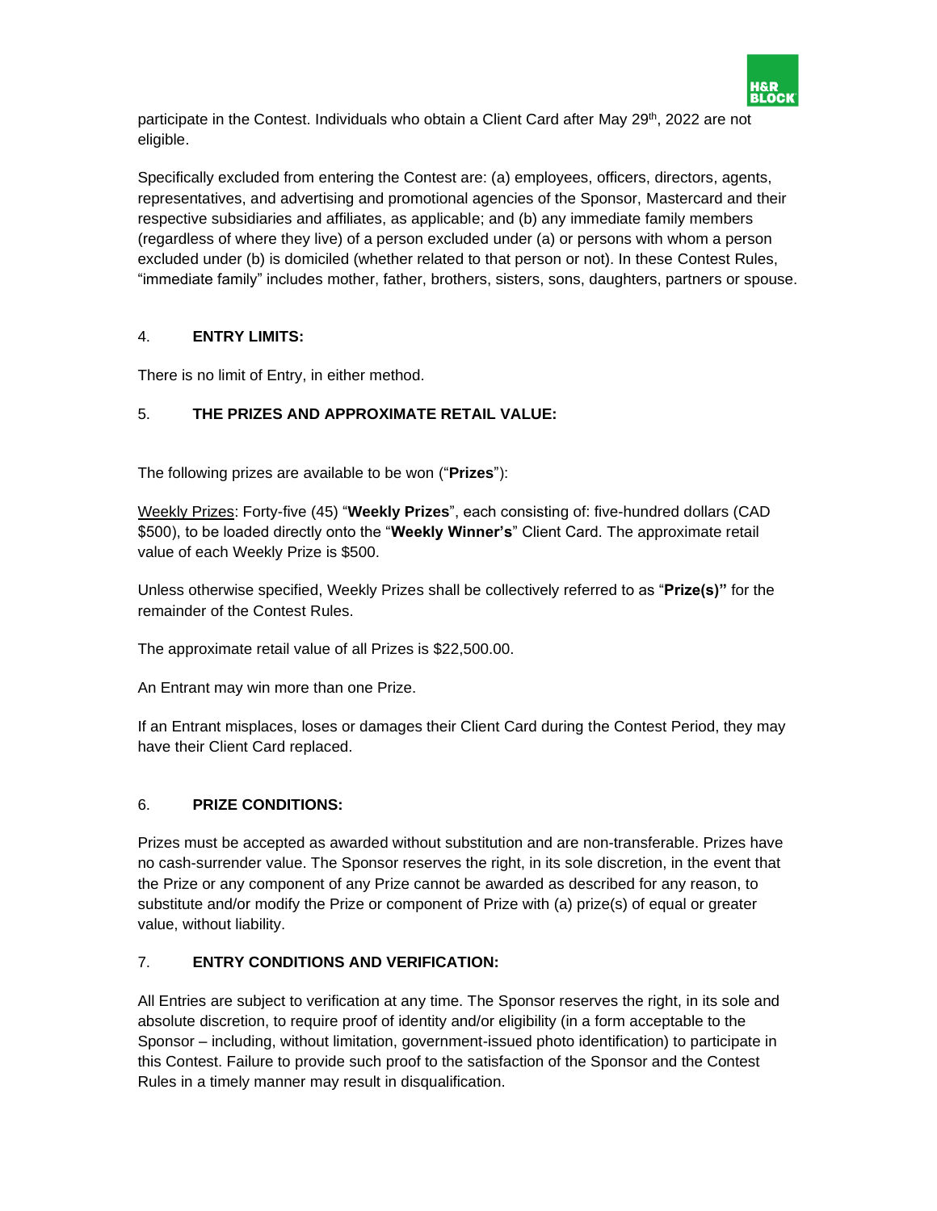participate in the Contest. Individuals who obtain a Client Card after May 29th, 2022 are not eligible.

Specifically excluded from entering the Contest are: (a) employees, officers, directors, agents, representatives, and advertising and promotional agencies of the Sponsor, Mastercard and their respective subsidiaries and affiliates, as applicable; and (b) any immediate family members (regardless of where they live) of a person excluded under (a) or persons with whom a person excluded under (b) is domiciled (whether related to that person or not). In these Contest Rules, "immediate family" includes mother, father, brothers, sisters, sons, daughters, partners or spouse.

## 4. **ENTRY LIMITS:**

There is no limit of Entry, in either method.

## 5. **THE PRIZES AND APPROXIMATE RETAIL VALUE:**

The following prizes are available to be won ("**Prizes**"):

Weekly Prizes: Forty-five (45) "**Weekly Prizes**", each consisting of: five-hundred dollars (CAD $500), to be loaded directly onto the "**Weekly Winner's**" Client Card. The approximate retail value of each Weekly Prize is $500.

Unless otherwise specified, Weekly Prizes shall be collectively referred to as "**Prize(s)"** for the remainder of the Contest Rules.

The approximate retail value of all Prizes is $22,500.00.

An Entrant may win more than one Prize.

If an Entrant misplaces, loses or damages their Client Card during the Contest Period, they may have their Client Card replaced.

## 6. **PRIZE CONDITIONS:**

Prizes must be accepted as awarded without substitution and are non-transferable. Prizes have no cash-surrender value. The Sponsor reserves the right, in its sole discretion, in the event that the Prize or any component of any Prize cannot be awarded as described for any reason, to substitute and/or modify the Prize or component of Prize with (a) prize(s) of equal or greater value, without liability.

## 7. **ENTRY CONDITIONS AND VERIFICATION:**

All Entries are subject to verification at any time. The Sponsor reserves the right, in its sole and absolute discretion, to require proof of identity and/or eligibility (in a form acceptable to the Sponsor – including, without limitation, government-issued photo identification) to participate in this Contest. Failure to provide such proof to the satisfaction of the Sponsor and the Contest Rules in a timely manner may result in disqualification.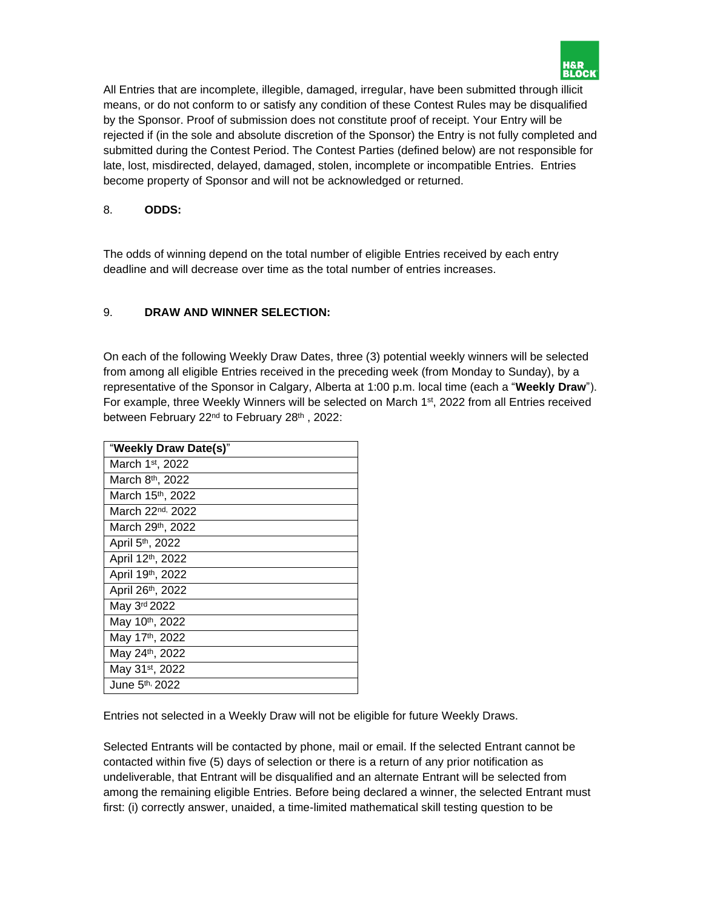All Entries that are incomplete, illegible, damaged, irregular, have been submitted through illicit means, or do not conform to or satisfy any condition of these Contest Rules may be disqualified by the Sponsor. Proof of submission does not constitute proof of receipt. Your Entry will be rejected if (in the sole and absolute discretion of the Sponsor) the Entry is not fully completed and submitted during the Contest Period. The Contest Parties (defined below) are not responsible for late, lost, misdirected, delayed, damaged, stolen, incomplete or incompatible Entries. Entries become property of Sponsor and will not be acknowledged or returned.

## 8. ODDS:

The odds of winning depend on the total number of eligible Entries received by each entry deadline and will decrease over time as the total number of entries increases.

## 9. DRAW AND WINNER SELECTION:

On each of the following Weekly Draw Dates, three (3) potential weekly winners will be selected from among all eligible Entries received in the preceding week (from Monday to Sunday), by a representative of the Sponsor in Calgary, Alberta at 1:00 p.m. local time (each a "**Weekly Draw**"). For example, three Weekly Winners will be selected on March 1st, 2022 from all Entries received between February 22nd to February 28th , 2022:

| "**Weekly Draw Date(s)**" |
|---|
| March 1st, 2022 |
| March 8th, 2022 |
| March 15th, 2022 |
| March 22nd, 2022 |
| March 29th, 2022 |
| April 5th, 2022 |
| April 12th, 2022 |
| April 19th, 2022 |
| April 26th, 2022 |
| May 3rd 2022 |
| May 10th, 2022 |
| May 17th, 2022 |
| May 24th, 2022 |
| May 31st, 2022 |
| June 5th, 2022 |

Entries not selected in a Weekly Draw will not be eligible for future Weekly Draws.

Selected Entrants will be contacted by phone, mail or email. If the selected Entrant cannot be contacted within five (5) days of selection or there is a return of any prior notification as undeliverable, that Entrant will be disqualified and an alternate Entrant will be selected from among the remaining eligible Entries. Before being declared a winner, the selected Entrant must first: (i) correctly answer, unaided, a time-limited mathematical skill testing question to be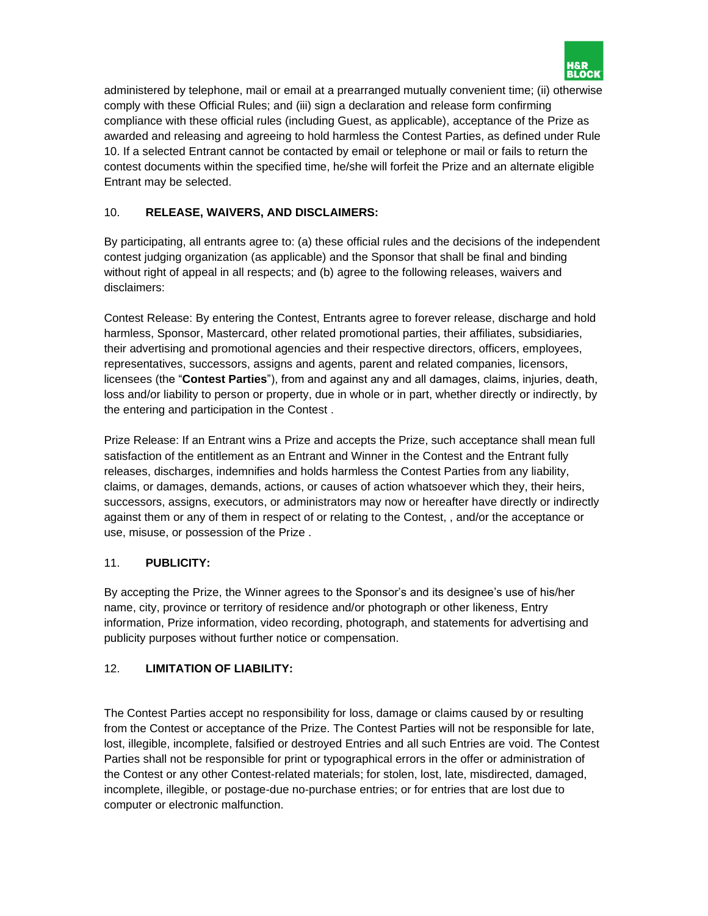administered by telephone, mail or email at a prearranged mutually convenient time; (ii) otherwise comply with these Official Rules; and (iii) sign a declaration and release form confirming compliance with these official rules (including Guest, as applicable), acceptance of the Prize as awarded and releasing and agreeing to hold harmless the Contest Parties, as defined under Rule 10. If a selected Entrant cannot be contacted by email or telephone or mail or fails to return the contest documents within the specified time, he/she will forfeit the Prize and an alternate eligible Entrant may be selected.

10. **RELEASE, WAIVERS, AND DISCLAIMERS:**

By participating, all entrants agree to: (a) these official rules and the decisions of the independent contest judging organization (as applicable) and the Sponsor that shall be final and binding without right of appeal in all respects; and (b) agree to the following releases, waivers and disclaimers:

Contest Release: By entering the Contest, Entrants agree to forever release, discharge and hold harmless, Sponsor, Mastercard, other related promotional parties, their affiliates, subsidiaries, their advertising and promotional agencies and their respective directors, officers, employees, representatives, successors, assigns and agents, parent and related companies, licensors, licensees (the "**Contest Parties**"), from and against any and all damages, claims, injuries, death, loss and/or liability to person or property, due in whole or in part, whether directly or indirectly, by the entering and participation in the Contest .

Prize Release: If an Entrant wins a Prize and accepts the Prize, such acceptance shall mean full satisfaction of the entitlement as an Entrant and Winner in the Contest and the Entrant fully releases, discharges, indemnifies and holds harmless the Contest Parties from any liability, claims, or damages, demands, actions, or causes of action whatsoever which they, their heirs, successors, assigns, executors, or administrators may now or hereafter have directly or indirectly against them or any of them in respect of or relating to the Contest, , and/or the acceptance or use, misuse, or possession of the Prize .

11. **PUBLICITY:**

By accepting the Prize, the Winner agrees to the Sponsor's and its designee's use of his/her name, city, province or territory of residence and/or photograph or other likeness, Entry information, Prize information, video recording, photograph, and statements for advertising and publicity purposes without further notice or compensation.

12. **LIMITATION OF LIABILITY:**

The Contest Parties accept no responsibility for loss, damage or claims caused by or resulting from the Contest or acceptance of the Prize. The Contest Parties will not be responsible for late, lost, illegible, incomplete, falsified or destroyed Entries and all such Entries are void. The Contest Parties shall not be responsible for print or typographical errors in the offer or administration of the Contest or any other Contest-related materials; for stolen, lost, late, misdirected, damaged, incomplete, illegible, or postage-due no-purchase entries; or for entries that are lost due to computer or electronic malfunction.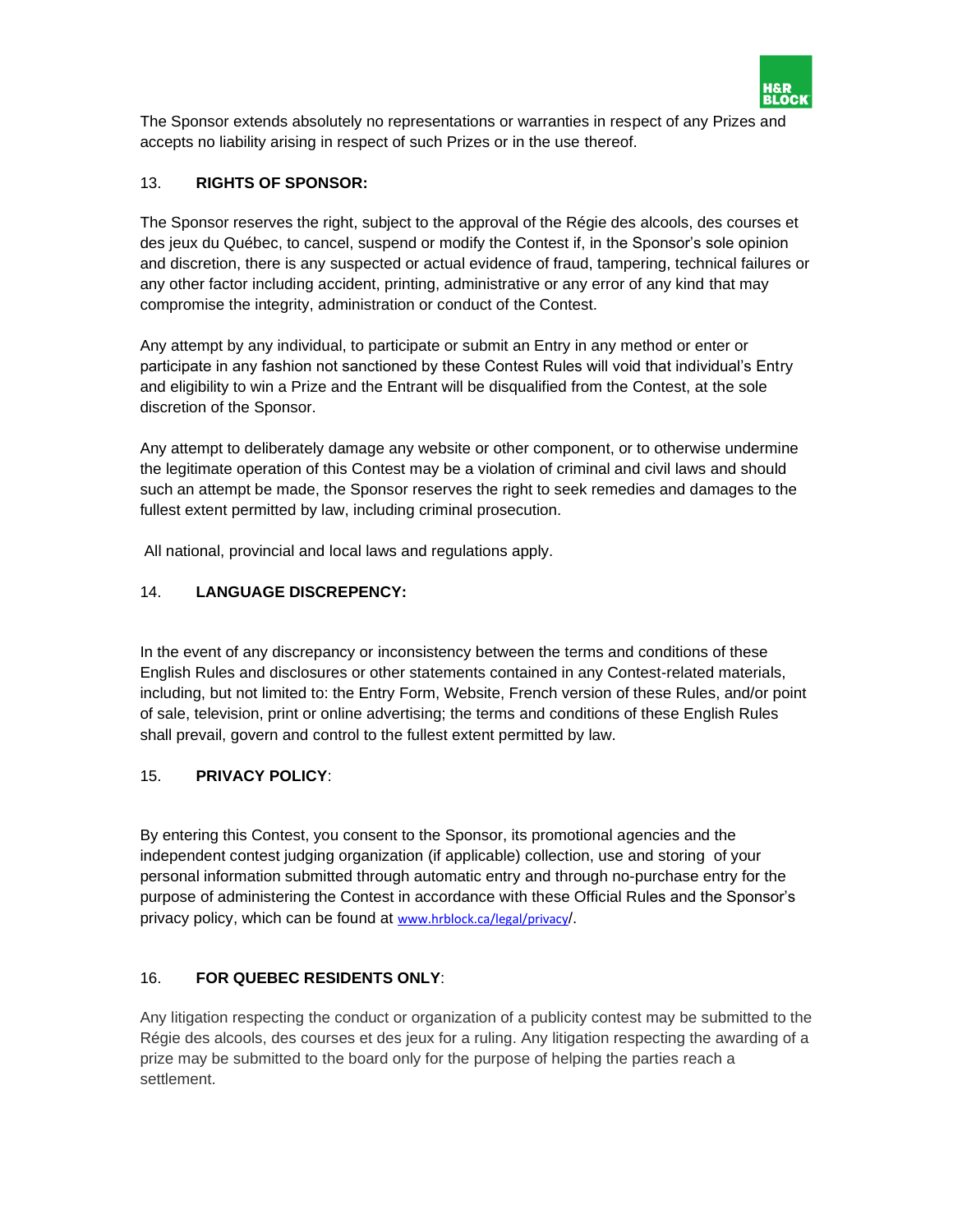The Sponsor extends absolutely no representations or warranties in respect of any Prizes and accepts no liability arising in respect of such Prizes or in the use thereof.

13. **RIGHTS OF SPONSOR:**

The Sponsor reserves the right, subject to the approval of the Régie des alcools, des courses et des jeux du Québec, to cancel, suspend or modify the Contest if, in the Sponsor's sole opinion and discretion, there is any suspected or actual evidence of fraud, tampering, technical failures or any other factor including accident, printing, administrative or any error of any kind that may compromise the integrity, administration or conduct of the Contest.

Any attempt by any individual, to participate or submit an Entry in any method or enter or participate in any fashion not sanctioned by these Contest Rules will void that individual's Entry and eligibility to win a Prize and the Entrant will be disqualified from the Contest, at the sole discretion of the Sponsor.

Any attempt to deliberately damage any website or other component, or to otherwise undermine the legitimate operation of this Contest may be a violation of criminal and civil laws and should such an attempt be made, the Sponsor reserves the right to seek remedies and damages to the fullest extent permitted by law, including criminal prosecution.

All national, provincial and local laws and regulations apply.

14. **LANGUAGE DISCREPENCY:**

In the event of any discrepancy or inconsistency between the terms and conditions of these English Rules and disclosures or other statements contained in any Contest-related materials, including, but not limited to: the Entry Form, Website, French version of these Rules, and/or point of sale, television, print or online advertising; the terms and conditions of these English Rules shall prevail, govern and control to the fullest extent permitted by law.

15. **PRIVACY POLICY**:

By entering this Contest, you consent to the Sponsor, its promotional agencies and the independent contest judging organization (if applicable) collection, use and storing of your personal information submitted through automatic entry and through no-purchase entry for the purpose of administering the Contest in accordance with these Official Rules and the Sponsor's privacy policy, which can be found at www.hrblock.ca/legal/privacy/.

16. **FOR QUEBEC RESIDENTS ONLY**:

Any litigation respecting the conduct or organization of a publicity contest may be submitted to the Régie des alcools, des courses et des jeux for a ruling. Any litigation respecting the awarding of a prize may be submitted to the board only for the purpose of helping the parties reach a settlement.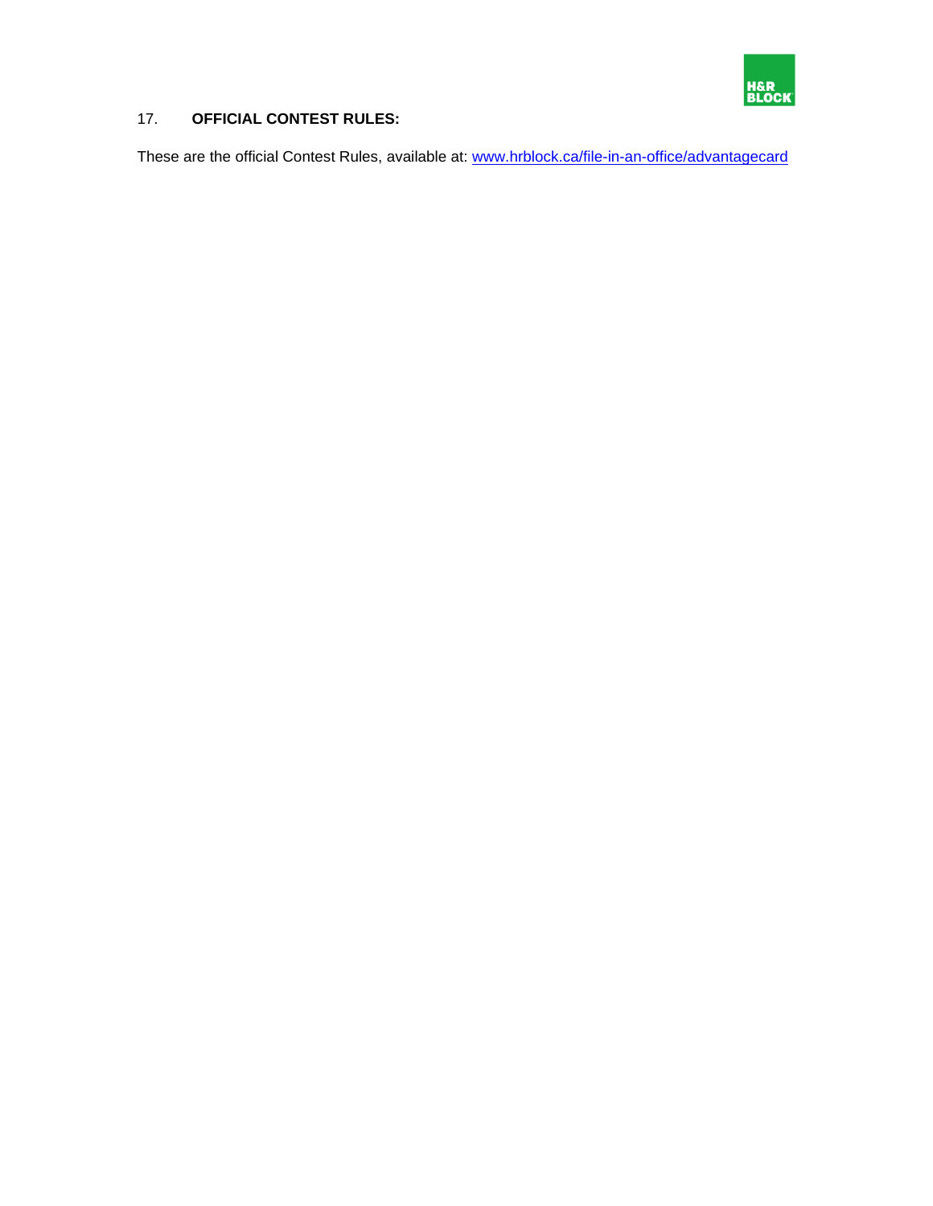17. **OFFICIAL CONTEST RULES:**

These are the official Contest Rules, available at: www.hrblock.ca/file-in-an-office/advantagecard